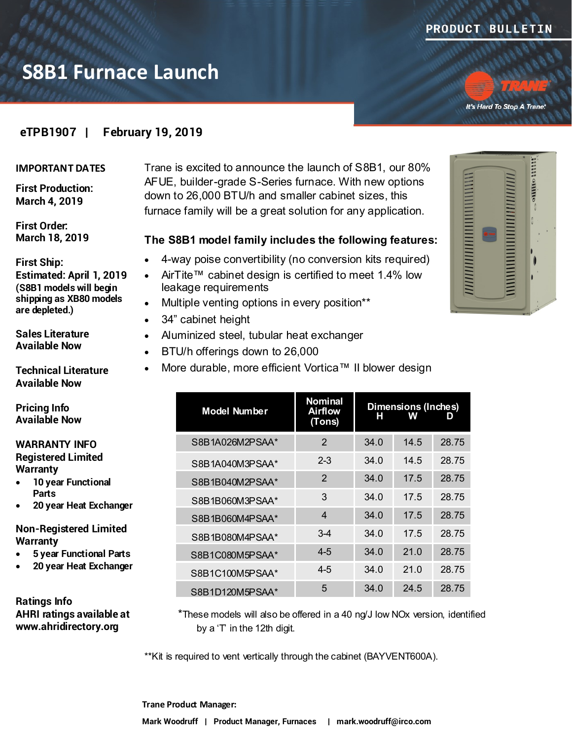PRODUCT BULLETIN

# S8B1 Furnace Launch

TRANE — It's Hard To Stop A Trane®

**eTPB1907 | February 19, 2019**

**IMPORTANT DATES**

**First Production:**
**March 4, 2019**

**First Order:**
**March 18, 2019**

**First Ship:**
**Estimated: April 1, 2019**
**(S8B1 models will begin shipping as XB80 models are depleted.)**

**Sales Literature**
**Available Now**

**Technical Literature**
**Available Now**

**Pricing Info**
**Available Now**

**WARRANTY INFO**
**Registered Limited Warranty**

- **10 year Functional Parts**
- **20 year Heat Exchanger**

**Non-Registered Limited Warranty**

- **5 year Functional Parts**
- **20 year Heat Exchanger**

**Ratings Info**
**AHRI ratings available at www.ahridirectory.org**

Trane is excited to announce the launch of S8B1, our 80% AFUE, builder-grade S-Series furnace. With new options down to 26,000 BTU/h and smaller cabinet sizes, this furnace family will be a great solution for any application.

### The S8B1 model family includes the following features:

- 4-way poise convertibility (no conversion kits required)
- AirTite™ cabinet design is certified to meet 1.4% low leakage requirements
- Multiple venting options in every position**
- 34" cabinet height
- Aluminized steel, tubular heat exchanger
- BTU/h offerings down to 26,000
- More durable, more efficient Vortica™ II blower design

| Model Number | Nominal Airflow (Tons) | Dimensions (Inches) H | W | D |
|---|---|---|---|---|
| S8B1A026M2PSAA* | 2 | 34.0 | 14.5 | 28.75 |
| S8B1A040M3PSAA* | 2-3 | 34.0 | 14.5 | 28.75 |
| S8B1B040M2PSAA* | 2 | 34.0 | 17.5 | 28.75 |
| S8B1B060M3PSAA* | 3 | 34.0 | 17.5 | 28.75 |
| S8B1B060M4PSAA* | 4 | 34.0 | 17.5 | 28.75 |
| S8B1B080M4PSAA* | 3-4 | 34.0 | 17.5 | 28.75 |
| S8B1C080M5PSAA* | 4-5 | 34.0 | 21.0 | 28.75 |
| S8B1C100M5PSAA* | 4-5 | 34.0 | 21.0 | 28.75 |
| S8B1D120M5PSAA* | 5 | 34.0 | 24.5 | 28.75 |

*These models will also be offered in a 40 ng/J low NOx version, identified by a 'T' in the 12th digit.

**Kit is required to vent vertically through the cabinet (BAYVENT600A).

**Trane Product Manager:**

**Mark Woodruff | Product Manager, Furnaces | mark.woodruff@irco.com**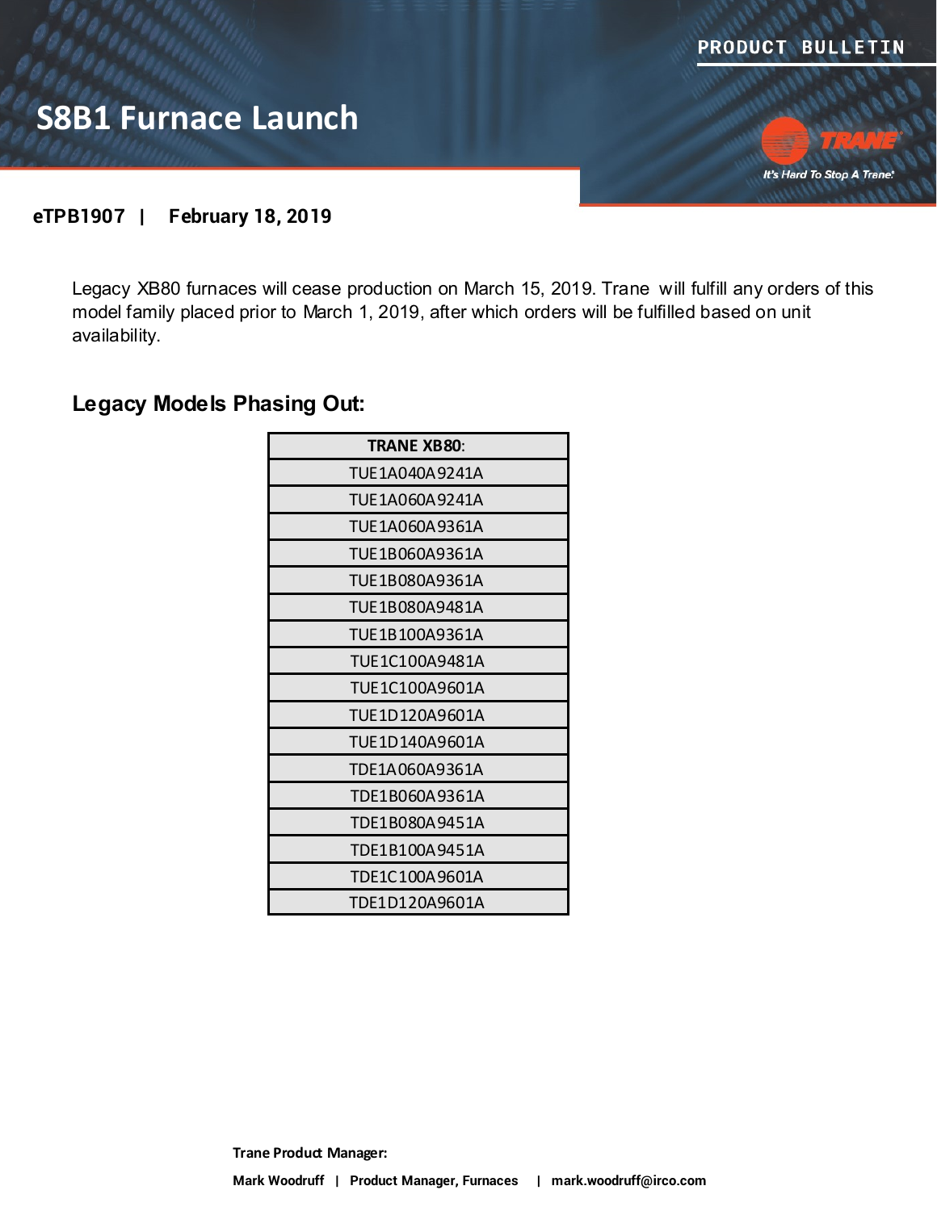# S8B1 Furnace Launch

**PRODUCT BULLETIN**

**eTPB1907 | February 18, 2019**

Legacy XB80 furnaces will cease production on March 15, 2019. Trane will fulfill any orders of this model family placed prior to March 1, 2019, after which orders will be fulfilled based on unit availability.

## Legacy Models Phasing Out:

| **TRANE XB80**: |
| --- |
| TUE1A040A9241A |
| TUE1A060A9241A |
| TUE1A060A9361A |
| TUE1B060A9361A |
| TUE1B080A9361A |
| TUE1B080A9481A |
| TUE1B100A9361A |
| TUE1C100A9481A |
| TUE1C100A9601A |
| TUE1D120A9601A |
| TUE1D140A9601A |
| TDE1A060A9361A |
| TDE1B060A9361A |
| TDE1B080A9451A |
| TDE1B100A9451A |
| TDE1C100A9601A |
| TDE1D120A9601A |

**Trane Product Manager:**

**Mark Woodruff | Product Manager, Furnaces | mark.woodruff@irco.com**